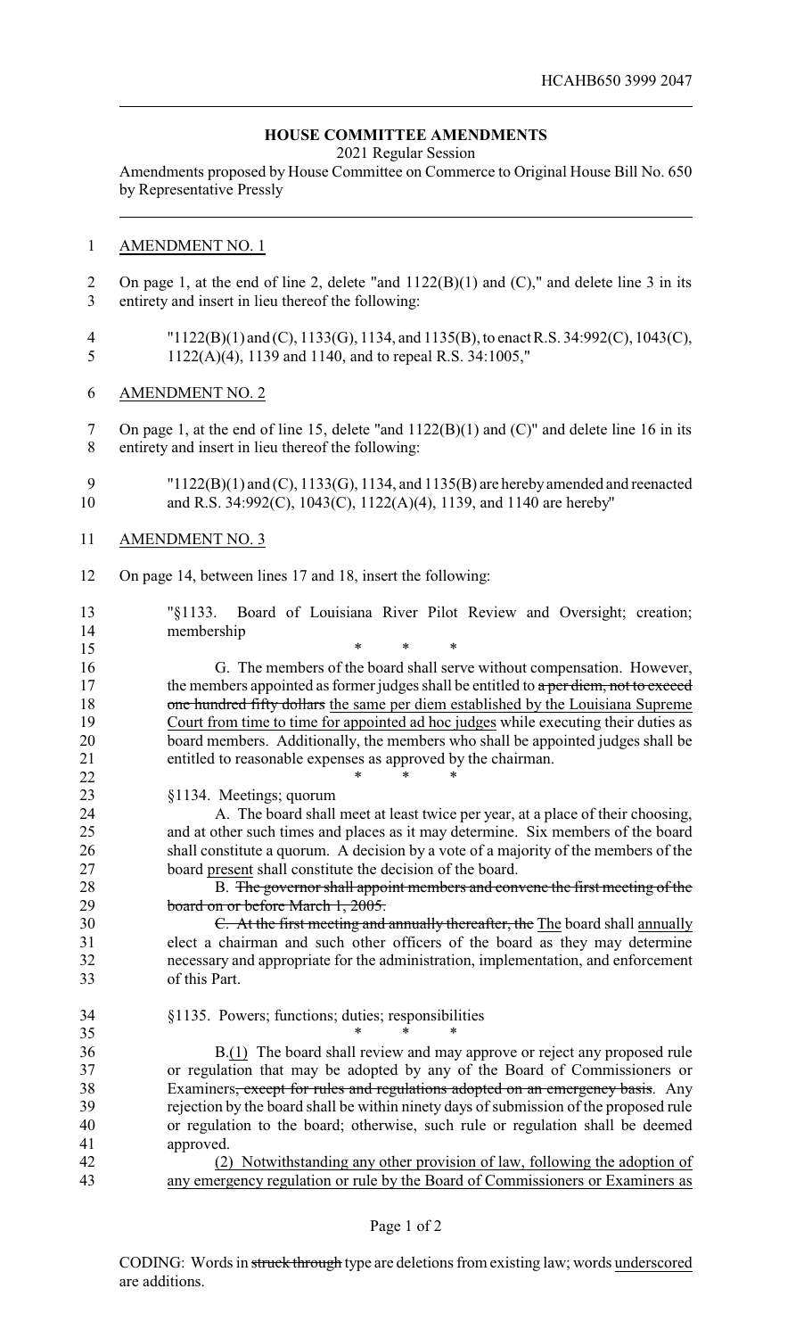## HOUSE COMMITTEE AMENDMENTS

2021 Regular Session

Amendments proposed by House Committee on Commerce to Original House Bill No. 650 by Representative Pressly

<u>AMENDMENT NO. 1</u>

On page 1, at the end of line 2, delete "and 1122(B)(1) and (C)," and delete line 3 in its entirety and insert in lieu thereof the following:

"1122(B)(1) and (C), 1133(G), 1134, and 1135(B), to enact R.S. 34:992(C), 1043(C), 1122(A)(4), 1139 and 1140, and to repeal R.S. 34:1005,"

<u>AMENDMENT NO. 2</u>

On page 1, at the end of line 15, delete "and 1122(B)(1) and (C)" and delete line 16 in its entirety and insert in lieu thereof the following:

"1122(B)(1) and (C), 1133(G), 1134, and 1135(B) are hereby amended and reenacted and R.S. 34:992(C), 1043(C), 1122(A)(4), 1139, and 1140 are hereby"

<u>AMENDMENT NO. 3</u>

On page 14, between lines 17 and 18, insert the following:

"§1133. Board of Louisiana River Pilot Review and Oversight; creation; membership

\* \* \*

G. The members of the board shall serve without compensation. However, the members appointed as former judges shall be entitled to ~~a per diem, not to exceed one hundred fifty dollars~~ <u>the same per diem established by the Louisiana Supreme Court from time to time for appointed ad hoc judges</u> while executing their duties as board members. Additionally, the members who shall be appointed judges shall be entitled to reasonable expenses as approved by the chairman.

\* \* \*

§1134. Meetings; quorum

A. The board shall meet at least twice per year, at a place of their choosing, and at other such times and places as it may determine. Six members of the board shall constitute a quorum. A decision by a vote of a majority of the members of the board <u>present</u> shall constitute the decision of the board.

B. ~~The governor shall appoint members and convene the first meeting of the board on or before March 1, 2005.~~

~~C. At the first meeting and annually thereafter, the~~ <u>The</u> board shall <u>annually</u> elect a chairman and such other officers of the board as they may determine necessary and appropriate for the administration, implementation, and enforcement of this Part.

§1135. Powers; functions; duties; responsibilities

\* \* \*

B.<u>(1)</u> The board shall review and may approve or reject any proposed rule or regulation that may be adopted by any of the Board of Commissioners or Examiners~~, except for rules and regulations adopted on an emergency basis~~. Any rejection by the board shall be within ninety days of submission of the proposed rule or regulation to the board; otherwise, such rule or regulation shall be deemed approved.

<u>(2) Notwithstanding any other provision of law, following the adoption of any emergency regulation or rule by the Board of Commissioners or Examiners as</u>

CODING: Words in ~~struck through~~ type are deletions from existing law; words <u>underscored</u> are additions.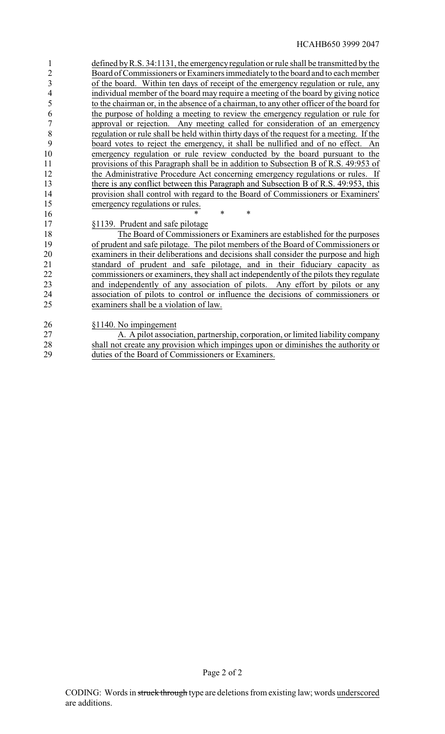defined by R.S. 34:1131, the emergency regulation or rule shall be transmitted by the Board of Commissioners or Examiners immediately to the board and to each member of the board. Within ten days of receipt of the emergency regulation or rule, any individual member of the board may require a meeting of the board by giving notice to the chairman or, in the absence of a chairman, to any other officer of the board for the purpose of holding a meeting to review the emergency regulation or rule for approval or rejection. Any meeting called for consideration of an emergency regulation or rule shall be held within thirty days of the request for a meeting. If the board votes to reject the emergency, it shall be nullified and of no effect. An emergency regulation or rule review conducted by the board pursuant to the provisions of this Paragraph shall be in addition to Subsection B of R.S. 49:953 of the Administrative Procedure Act concerning emergency regulations or rules. If there is any conflict between this Paragraph and Subsection B of R.S. 49:953, this provision shall control with regard to the Board of Commissioners or Examiners' emergency regulations or rules.

\* \* \*

§1139. Prudent and safe pilotage

The Board of Commissioners or Examiners are established for the purposes of prudent and safe pilotage. The pilot members of the Board of Commissioners or examiners in their deliberations and decisions shall consider the purpose and high standard of prudent and safe pilotage, and in their fiduciary capacity as commissioners or examiners, they shall act independently of the pilots they regulate and independently of any association of pilots. Any effort by pilots or any association of pilots to control or influence the decisions of commissioners or examiners shall be a violation of law.

§1140. No impingement

A. A pilot association, partnership, corporation, or limited liability company shall not create any provision which impinges upon or diminishes the authority or duties of the Board of Commissioners or Examiners.

CODING: Words in ~~struck through~~ type are deletions from existing law; words underscored are additions.